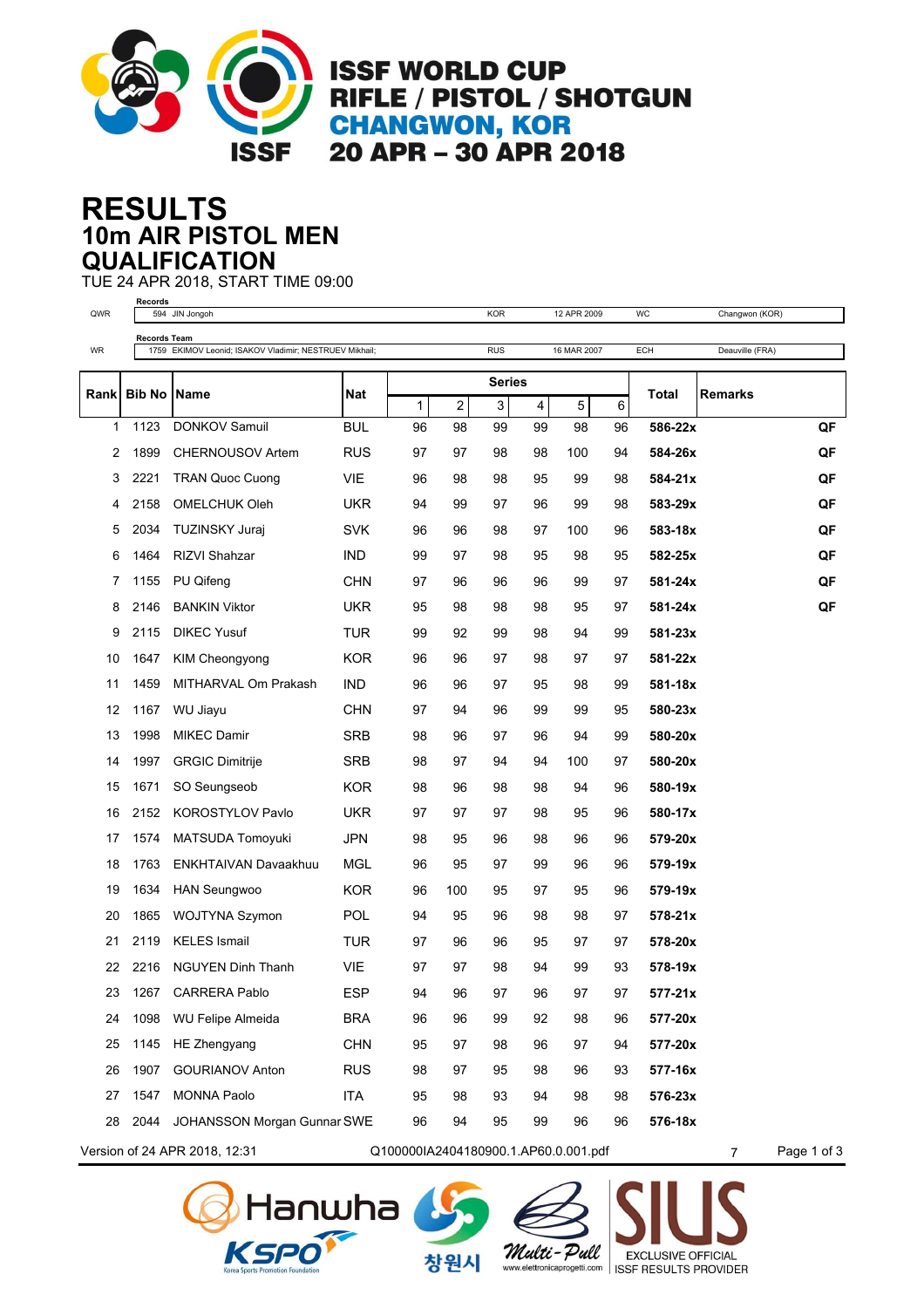# ISSF WORLD CUP
# RIFLE / PISTOL / SHOTGUN
# CHANGWON, KOR
# 20 APR – 30 APR 2018

# RESULTS
## 10m AIR PISTOL MEN
## QUALIFICATION

TUE 24 APR 2018, START TIME 09:00

| | Records | | | | |
|---|---|---|---|---|---|
| QWR | 594 JIN Jongoh | KOR | 12 APR 2009 | WC | Changwon (KOR) |

| | Records Team | | | | |
|---|---|---|---|---|---|
| WR | 1759 EKIMOV Leonid; ISAKOV Vladimir; NESTRUEV Mikhail; | RUS | 16 MAR 2007 | ECH | Deauville (FRA) |

| Rank | Bib No | Name | Nat | Series 1 | 2 | 3 | 4 | 5 | 6 | Total | Remarks |
|---|---|---|---|---|---|---|---|---|---|---|---|
| 1 | 1123 | DONKOV Samuil | BUL | 96 | 98 | 99 | 99 | 98 | 96 | **586-22x** | QF |
| 2 | 1899 | CHERNOUSOV Artem | RUS | 97 | 97 | 98 | 98 | 100 | 94 | **584-26x** | QF |
| 3 | 2221 | TRAN Quoc Cuong | VIE | 96 | 98 | 98 | 95 | 99 | 98 | **584-21x** | QF |
| 4 | 2158 | OMELCHUK Oleh | UKR | 94 | 99 | 97 | 96 | 99 | 98 | **583-29x** | QF |
| 5 | 2034 | TUZINSKY Juraj | SVK | 96 | 96 | 98 | 97 | 100 | 96 | **583-18x** | QF |
| 6 | 1464 | RIZVI Shahzar | IND | 99 | 97 | 98 | 95 | 98 | 95 | **582-25x** | QF |
| 7 | 1155 | PU Qifeng | CHN | 97 | 96 | 96 | 96 | 99 | 97 | **581-24x** | QF |
| 8 | 2146 | BANKIN Viktor | UKR | 95 | 98 | 98 | 98 | 95 | 97 | **581-24x** | QF |
| 9 | 2115 | DIKEC Yusuf | TUR | 99 | 92 | 99 | 98 | 94 | 99 | **581-23x** | |
| 10 | 1647 | KIM Cheongyong | KOR | 96 | 96 | 97 | 98 | 97 | 97 | **581-22x** | |
| 11 | 1459 | MITHARVAL Om Prakash | IND | 96 | 96 | 97 | 95 | 98 | 99 | **581-18x** | |
| 12 | 1167 | WU Jiayu | CHN | 97 | 94 | 96 | 99 | 99 | 95 | **580-23x** | |
| 13 | 1998 | MIKEC Damir | SRB | 98 | 96 | 97 | 96 | 94 | 99 | **580-20x** | |
| 14 | 1997 | GRGIC Dimitrije | SRB | 98 | 97 | 94 | 94 | 100 | 97 | **580-20x** | |
| 15 | 1671 | SO Seungseob | KOR | 98 | 96 | 98 | 98 | 94 | 96 | **580-19x** | |
| 16 | 2152 | KOROSTYLOV Pavlo | UKR | 97 | 97 | 97 | 98 | 95 | 96 | **580-17x** | |
| 17 | 1574 | MATSUDA Tomoyuki | JPN | 98 | 95 | 96 | 98 | 96 | 96 | **579-20x** | |
| 18 | 1763 | ENKHTAIVAN Davaakhuu | MGL | 96 | 95 | 97 | 99 | 96 | 96 | **579-19x** | |
| 19 | 1634 | HAN Seungwoo | KOR | 96 | 100 | 95 | 97 | 95 | 96 | **579-19x** | |
| 20 | 1865 | WOJTYNA Szymon | POL | 94 | 95 | 96 | 98 | 98 | 97 | **578-21x** | |
| 21 | 2119 | KELES Ismail | TUR | 97 | 96 | 96 | 95 | 97 | 97 | **578-20x** | |
| 22 | 2216 | NGUYEN Dinh Thanh | VIE | 97 | 97 | 98 | 94 | 99 | 93 | **578-19x** | |
| 23 | 1267 | CARRERA Pablo | ESP | 94 | 96 | 97 | 96 | 97 | 97 | **577-21x** | |
| 24 | 1098 | WU Felipe Almeida | BRA | 96 | 96 | 99 | 92 | 98 | 96 | **577-20x** | |
| 25 | 1145 | HE Zhengyang | CHN | 95 | 97 | 98 | 96 | 97 | 94 | **577-20x** | |
| 26 | 1907 | GOURIANOV Anton | RUS | 98 | 97 | 95 | 98 | 96 | 93 | **577-16x** | |
| 27 | 1547 | MONNA Paolo | ITA | 95 | 98 | 93 | 94 | 98 | 98 | **576-23x** | |
| 28 | 2044 | JOHANSSON Morgan Gunnar | SWE | 96 | 94 | 95 | 99 | 96 | 96 | **576-18x** | |

Version of 24 APR 2018, 12:31 Q100000IA2404180900.1.AP60.0.001.pdf 7

Hanwha KSPO 창원시 Multi-Pull www.elettronicaprogetti.com SIUS EXCLUSIVE OFFICIAL ISSF RESULTS PROVIDER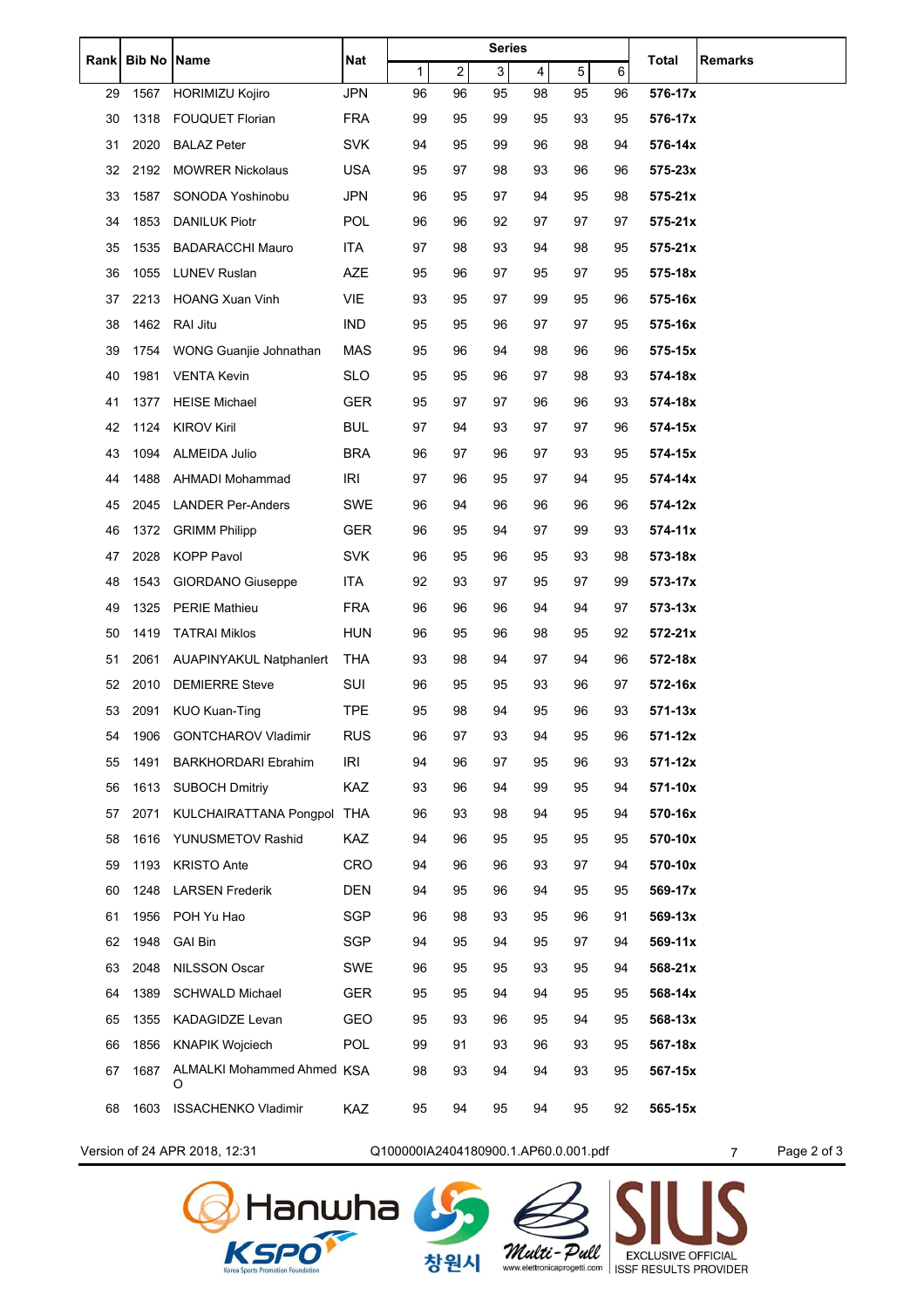| Rank | Bib No | Name | Nat | Series | | | | | | Total | Remarks |
|---|---|---|---|---|---|---|---|---|---|---|---|
| | | | | 1 | 2 | 3 | 4 | 5 | 6 | | |
| 29 | 1567 | HORIMIZU Kojiro | JPN | 96 | 96 | 95 | 98 | 95 | 96 | **576-17x** | |
| 30 | 1318 | FOUQUET Florian | FRA | 99 | 95 | 99 | 95 | 93 | 95 | **576-17x** | |
| 31 | 2020 | BALAZ Peter | SVK | 94 | 95 | 99 | 96 | 98 | 94 | **576-14x** | |
| 32 | 2192 | MOWRER Nickolaus | USA | 95 | 97 | 98 | 93 | 96 | 96 | **575-23x** | |
| 33 | 1587 | SONODA Yoshinobu | JPN | 96 | 95 | 97 | 94 | 95 | 98 | **575-21x** | |
| 34 | 1853 | DANILUK Piotr | POL | 96 | 96 | 92 | 97 | 97 | 97 | **575-21x** | |
| 35 | 1535 | BADARACCHI Mauro | ITA | 97 | 98 | 93 | 94 | 98 | 95 | **575-21x** | |
| 36 | 1055 | LUNEV Ruslan | AZE | 95 | 96 | 97 | 95 | 97 | 95 | **575-18x** | |
| 37 | 2213 | HOANG Xuan Vinh | VIE | 93 | 95 | 97 | 99 | 95 | 96 | **575-16x** | |
| 38 | 1462 | RAI Jitu | IND | 95 | 95 | 96 | 97 | 97 | 95 | **575-16x** | |
| 39 | 1754 | WONG Guanjie Johnathan | MAS | 95 | 96 | 94 | 98 | 96 | 96 | **575-15x** | |
| 40 | 1981 | VENTA Kevin | SLO | 95 | 95 | 96 | 97 | 98 | 93 | **574-18x** | |
| 41 | 1377 | HEISE Michael | GER | 95 | 97 | 97 | 96 | 96 | 93 | **574-18x** | |
| 42 | 1124 | KIROV Kiril | BUL | 97 | 94 | 93 | 97 | 97 | 96 | **574-15x** | |
| 43 | 1094 | ALMEIDA Julio | BRA | 96 | 97 | 96 | 97 | 93 | 95 | **574-15x** | |
| 44 | 1488 | AHMADI Mohammad | IRI | 97 | 96 | 95 | 97 | 94 | 95 | **574-14x** | |
| 45 | 2045 | LANDER Per-Anders | SWE | 96 | 94 | 96 | 96 | 96 | 96 | **574-12x** | |
| 46 | 1372 | GRIMM Philipp | GER | 96 | 95 | 94 | 97 | 99 | 93 | **574-11x** | |
| 47 | 2028 | KOPP Pavol | SVK | 96 | 95 | 96 | 95 | 93 | 98 | **573-18x** | |
| 48 | 1543 | GIORDANO Giuseppe | ITA | 92 | 93 | 97 | 95 | 97 | 99 | **573-17x** | |
| 49 | 1325 | PERIE Mathieu | FRA | 96 | 96 | 96 | 94 | 94 | 97 | **573-13x** | |
| 50 | 1419 | TATRAI Miklos | HUN | 96 | 95 | 96 | 98 | 95 | 92 | **572-21x** | |
| 51 | 2061 | AUAPINYAKUL Natphanlert | THA | 93 | 98 | 94 | 97 | 94 | 96 | **572-18x** | |
| 52 | 2010 | DEMIERRE Steve | SUI | 96 | 95 | 95 | 93 | 96 | 97 | **572-16x** | |
| 53 | 2091 | KUO Kuan-Ting | TPE | 95 | 98 | 94 | 95 | 96 | 93 | **571-13x** | |
| 54 | 1906 | GONTCHAROV Vladimir | RUS | 96 | 97 | 93 | 94 | 95 | 96 | **571-12x** | |
| 55 | 1491 | BARKHORDARI Ebrahim | IRI | 94 | 96 | 97 | 95 | 96 | 93 | **571-12x** | |
| 56 | 1613 | SUBOCH Dmitriy | KAZ | 93 | 96 | 94 | 99 | 95 | 94 | **571-10x** | |
| 57 | 2071 | KULCHAIRATTANA Pongpol | THA | 96 | 93 | 98 | 94 | 95 | 94 | **570-16x** | |
| 58 | 1616 | YUNUSMETOV Rashid | KAZ | 94 | 96 | 95 | 95 | 95 | 95 | **570-10x** | |
| 59 | 1193 | KRISTO Ante | CRO | 94 | 96 | 96 | 93 | 97 | 94 | **570-10x** | |
| 60 | 1248 | LARSEN Frederik | DEN | 94 | 95 | 96 | 94 | 95 | 95 | **569-17x** | |
| 61 | 1956 | POH Yu Hao | SGP | 96 | 98 | 93 | 95 | 96 | 91 | **569-13x** | |
| 62 | 1948 | GAI Bin | SGP | 94 | 95 | 94 | 95 | 97 | 94 | **569-11x** | |
| 63 | 2048 | NILSSON Oscar | SWE | 96 | 95 | 95 | 93 | 95 | 94 | **568-21x** | |
| 64 | 1389 | SCHWALD Michael | GER | 95 | 95 | 94 | 94 | 95 | 95 | **568-14x** | |
| 65 | 1355 | KADAGIDZE Levan | GEO | 95 | 93 | 96 | 95 | 94 | 95 | **568-13x** | |
| 66 | 1856 | KNAPIK Wojciech | POL | 99 | 91 | 93 | 96 | 93 | 95 | **567-18x** | |
| 67 | 1687 | ALMALKI Mohammed Ahmed O | KSA | 98 | 93 | 94 | 94 | 93 | 95 | **567-15x** | |
| 68 | 1603 | ISSACHENKO Vladimir | KAZ | 95 | 94 | 95 | 94 | 95 | 92 | **565-15x** | |

Version of 24 APR 2018, 12:31 Q100000IA2404180900.1.AP60.0.001.pdf 7

Hanwha KSPO Korea Sports Promotion Foundation 창원시 Multi-Pull www.elettronicaprogetti.com SIUS EXCLUSIVE OFFICIAL ISSF RESULTS PROVIDER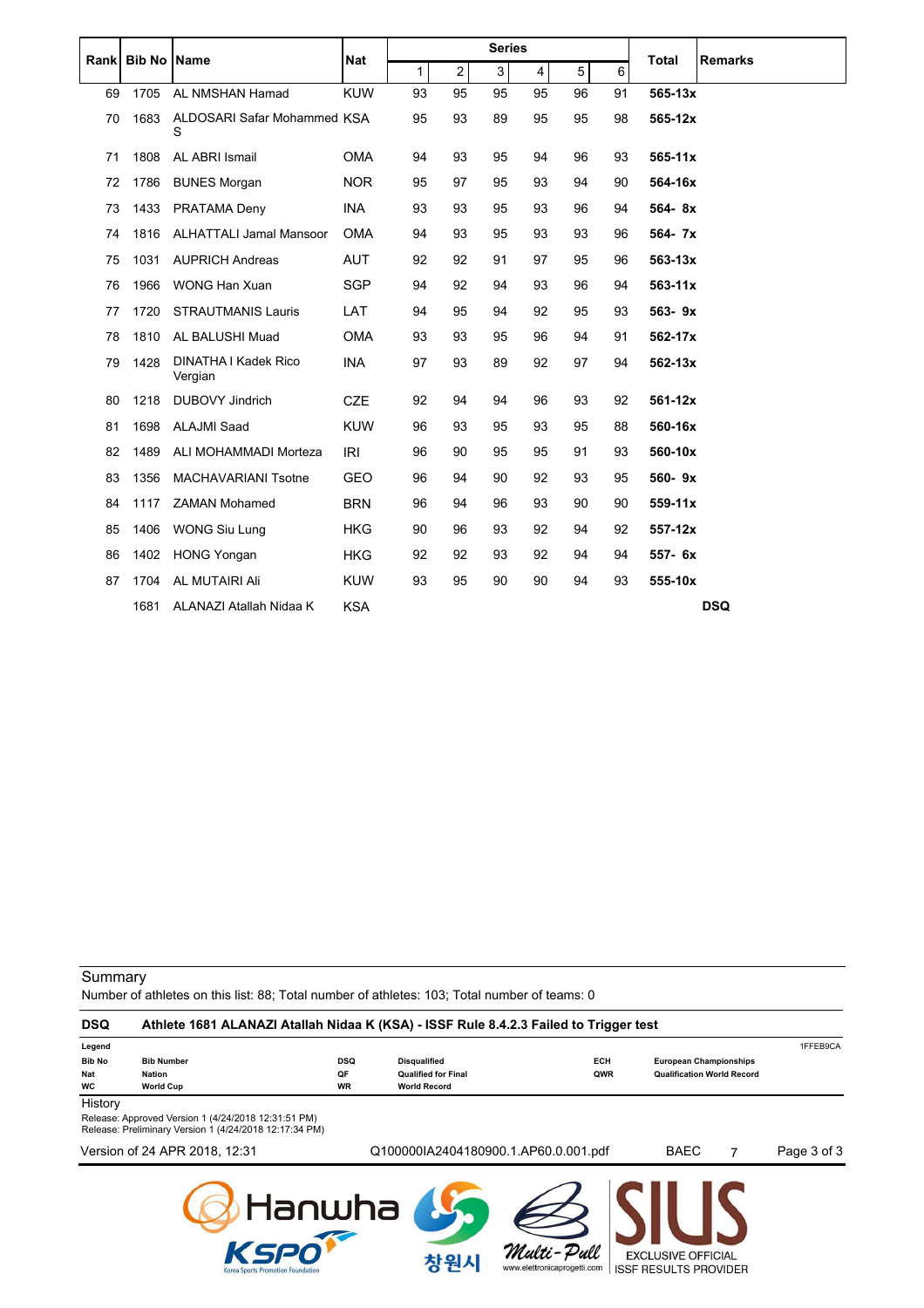| Rank | Bib No | Name | Nat | Series | | | | | | Total | Remarks |
|---|---|---|---|---|---|---|---|---|---|---|---|
| | | | | 1 | 2 | 3 | 4 | 5 | 6 | | |
| 69 | 1705 | AL NMSHAN Hamad | KUW | 93 | 95 | 95 | 95 | 96 | 91 | **565-13x** | |
| 70 | 1683 | ALDOSARI Safar Mohammed S | KSA | 95 | 93 | 89 | 95 | 95 | 98 | **565-12x** | |
| 71 | 1808 | AL ABRI Ismail | OMA | 94 | 93 | 95 | 94 | 96 | 93 | **565-11x** | |
| 72 | 1786 | BUNES Morgan | NOR | 95 | 97 | 95 | 93 | 94 | 90 | **564-16x** | |
| 73 | 1433 | PRATAMA Deny | INA | 93 | 93 | 95 | 93 | 96 | 94 | **564- 8x** | |
| 74 | 1816 | ALHATTALI Jamal Mansoor | OMA | 94 | 93 | 95 | 93 | 93 | 96 | **564- 7x** | |
| 75 | 1031 | AUPRICH Andreas | AUT | 92 | 92 | 91 | 97 | 95 | 96 | **563-13x** | |
| 76 | 1966 | WONG Han Xuan | SGP | 94 | 92 | 94 | 93 | 96 | 94 | **563-11x** | |
| 77 | 1720 | STRAUTMANIS Lauris | LAT | 94 | 95 | 94 | 92 | 95 | 93 | **563- 9x** | |
| 78 | 1810 | AL BALUSHI Muad | OMA | 93 | 93 | 95 | 96 | 94 | 91 | **562-17x** | |
| 79 | 1428 | DINATHA I Kadek Rico Vergian | INA | 97 | 93 | 89 | 92 | 97 | 94 | **562-13x** | |
| 80 | 1218 | DUBOVY Jindrich | CZE | 92 | 94 | 94 | 96 | 93 | 92 | **561-12x** | |
| 81 | 1698 | ALAJMI Saad | KUW | 96 | 93 | 95 | 93 | 95 | 88 | **560-16x** | |
| 82 | 1489 | ALI MOHAMMADI Morteza | IRI | 96 | 90 | 95 | 95 | 91 | 93 | **560-10x** | |
| 83 | 1356 | MACHAVARIANI Tsotne | GEO | 96 | 94 | 90 | 92 | 93 | 95 | **560- 9x** | |
| 84 | 1117 | ZAMAN Mohamed | BRN | 96 | 94 | 96 | 93 | 90 | 90 | **559-11x** | |
| 85 | 1406 | WONG Siu Lung | HKG | 90 | 96 | 93 | 92 | 94 | 92 | **557-12x** | |
| 86 | 1402 | HONG Yongan | HKG | 92 | 92 | 93 | 92 | 94 | 94 | **557- 6x** | |
| 87 | 1704 | AL MUTAIRI Ali | KUW | 93 | 95 | 90 | 90 | 94 | 93 | **555-10x** | |
| | 1681 | ALANAZI Atallah Nidaa K | KSA | | | | | | | | **DSQ** |

Summary

Number of athletes on this list: 88; Total number of athletes: 103; Total number of teams: 0

**DSQ** **Athlete 1681 ALANAZI Atallah Nidaa K (KSA) - ISSF Rule 8.4.2.3 Failed to Trigger test**

**Legend**

| | | | | | |
|---|---|---|---|---|---|
| **Bib No** | **Bib Number** | **DSQ** | **Disqualified** | **ECH** | **European Championships** |
| **Nat** | **Nation** | **QF** | **Qualified for Final** | **QWR** | **Qualification World Record** |
| **WC** | **World Cup** | **WR** | **World Record** | | |

History

Release: Approved Version 1 (4/24/2018 12:31:51 PM)
Release: Preliminary Version 1 (4/24/2018 12:17:34 PM)

Version of 24 APR 2018, 12:31 Q100000IA2404180900.1.AP60.0.001.pdf BAEC 7